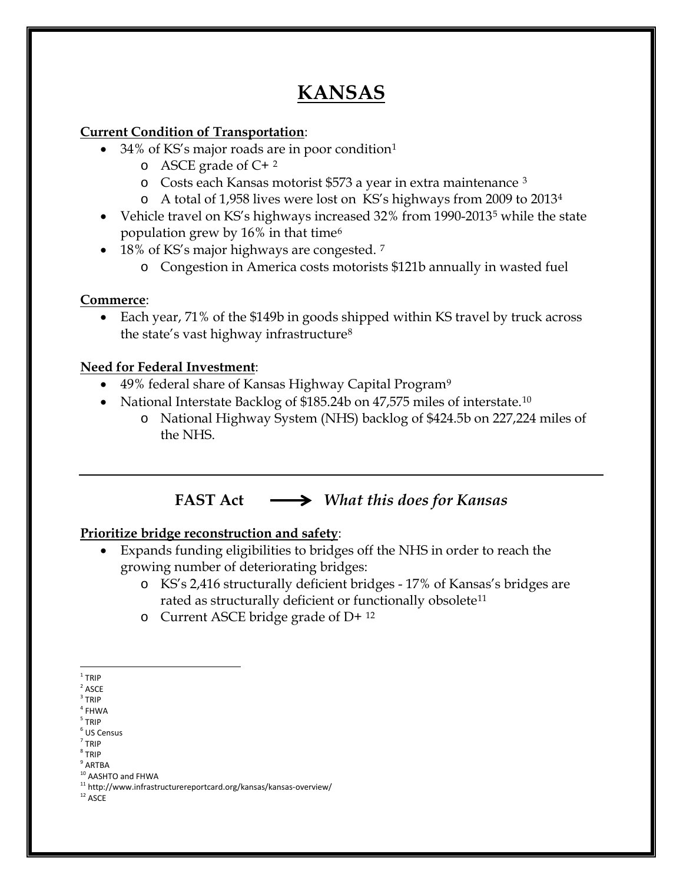# KANSAS

**Current Condition of Transportation**:

- 34% of KS's major roads are in poor condition[1]
  - ASCE grade of C+ [2]
  - Costs each Kansas motorist $573 a year in extra maintenance [3]
  - A total of 1,958 lives were lost on KS's highways from 2009 to 2013[4]
- Vehicle travel on KS's highways increased 32% from 1990-2013[5] while the state population grew by 16% in that time[6]
- 18% of KS's major highways are congested. [7]
  - Congestion in America costs motorists $121b annually in wasted fuel

**Commerce**:

- Each year, 71% of the $149b in goods shipped within KS travel by truck across the state's vast highway infrastructure[8]

**Need for Federal Investment**:

- 49% federal share of Kansas Highway Capital Program[9]
- National Interstate Backlog of $185.24b on 47,575 miles of interstate.[10]
  - National Highway System (NHS) backlog of $424.5b on 227,224 miles of the NHS.

---

## FAST Act ⟶ *What this does for Kansas*

**Prioritize bridge reconstruction and safety**:

- Expands funding eligibilities to bridges off the NHS in order to reach the growing number of deteriorating bridges:
  - KS's 2,416 structurally deficient bridges - 17% of Kansas's bridges are rated as structurally deficient or functionally obsolete[11]
  - Current ASCE bridge grade of D+ [12]

---

[1] TRIP
[2] ASCE
[3] TRIP
[4] FHWA
[5] TRIP
[6] US Census
[7] TRIP
[8] TRIP
[9] ARTBA
[10] AASHTO and FHWA
[11] http://www.infrastructurereportcard.org/kansas/kansas-overview/
[12] ASCE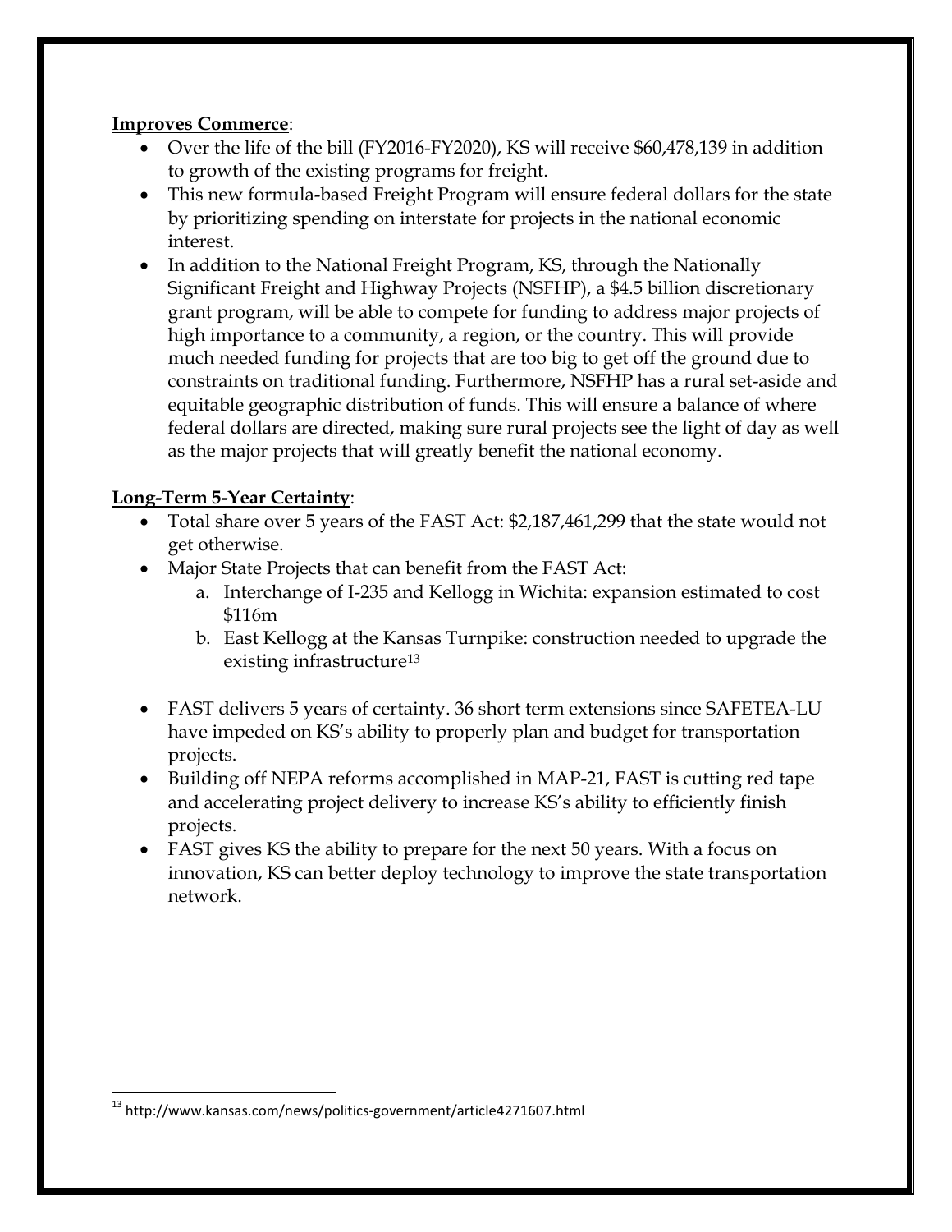**Improves Commerce**:

- Over the life of the bill (FY2016-FY2020), KS will receive $60,478,139 in addition to growth of the existing programs for freight.
- This new formula-based Freight Program will ensure federal dollars for the state by prioritizing spending on interstate for projects in the national economic interest.
- In addition to the National Freight Program, KS, through the Nationally Significant Freight and Highway Projects (NSFHP), a $4.5 billion discretionary grant program, will be able to compete for funding to address major projects of high importance to a community, a region, or the country. This will provide much needed funding for projects that are too big to get off the ground due to constraints on traditional funding. Furthermore, NSFHP has a rural set-aside and equitable geographic distribution of funds. This will ensure a balance of where federal dollars are directed, making sure rural projects see the light of day as well as the major projects that will greatly benefit the national economy.

**Long-Term 5-Year Certainty**:

- Total share over 5 years of the FAST Act: $2,187,461,299 that the state would not get otherwise.
- Major State Projects that can benefit from the FAST Act:
  a. Interchange of I-235 and Kellogg in Wichita: expansion estimated to cost $116m
  b. East Kellogg at the Kansas Turnpike: construction needed to upgrade the existing infrastructure[13]

- FAST delivers 5 years of certainty. 36 short term extensions since SAFETEA-LU have impeded on KS's ability to properly plan and budget for transportation projects.
- Building off NEPA reforms accomplished in MAP-21, FAST is cutting red tape and accelerating project delivery to increase KS's ability to efficiently finish projects.
- FAST gives KS the ability to prepare for the next 50 years. With a focus on innovation, KS can better deploy technology to improve the state transportation network.

[13] http://www.kansas.com/news/politics-government/article4271607.html